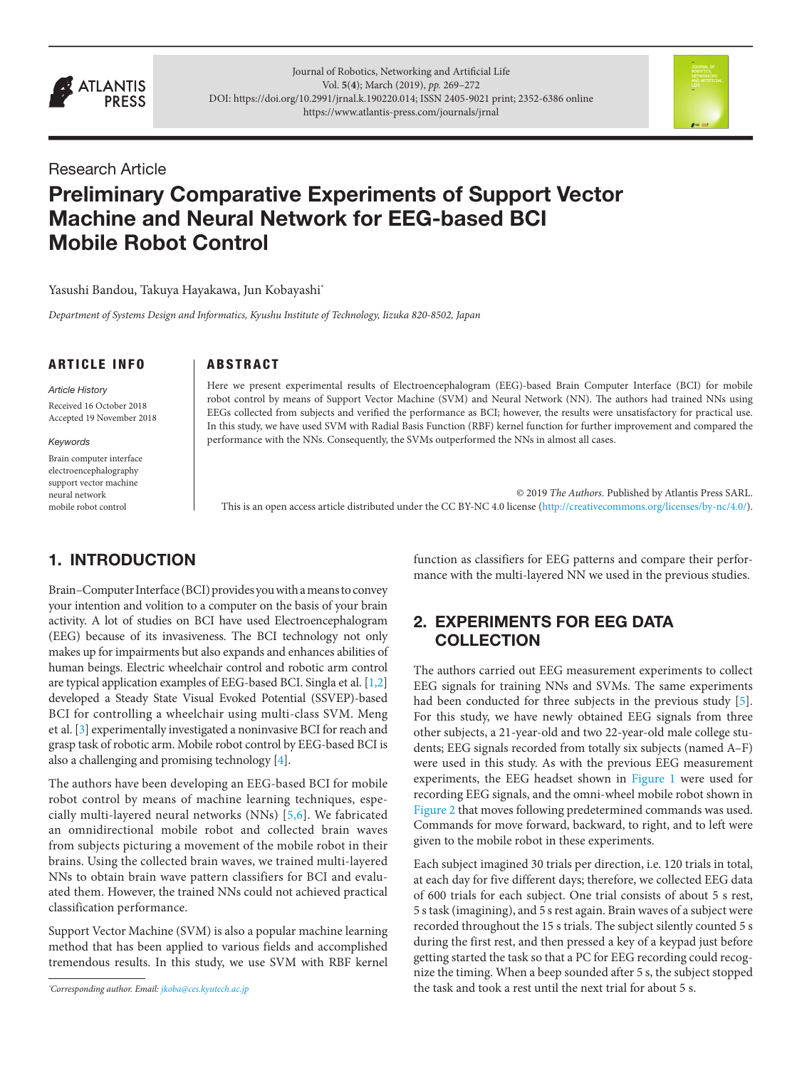Research Article

# Preliminary Comparative Experiments of Support Vector Machine and Neural Network for EEG-based BCI Mobile Robot Control

Yasushi Bandou, Takuya Hayakawa, Jun Kobayashi*

*Department of Systems Design and Informatics, Kyushu Institute of Technology, Iizuka 820-8502, Japan*

## ARTICLE INFO

*Article History*

Received 16 October 2018

Accepted 19 November 2018

*Keywords*

Brain computer interface
electroencephalography
support vector machine
neural network
mobile robot control

## ABSTRACT

Here we present experimental results of Electroencephalogram (EEG)-based Brain Computer Interface (BCI) for mobile robot control by means of Support Vector Machine (SVM) and Neural Network (NN). The authors had trained NNs using EEGs collected from subjects and verified the performance as BCI; however, the results were unsatisfactory for practical use. In this study, we have used SVM with Radial Basis Function (RBF) kernel function for further improvement and compared the performance with the NNs. Consequently, the SVMs outperformed the NNs in almost all cases.

© 2019 *The Authors.* Published by Atlantis Press SARL.

This is an open access article distributed under the CC BY-NC 4.0 license (http://creativecommons.org/licenses/by-nc/4.0/).

## 1. INTRODUCTION

Brain–Computer Interface (BCI) provides you with a means to convey your intention and volition to a computer on the basis of your brain activity. A lot of studies on BCI have used Electroencephalogram (EEG) because of its invasiveness. The BCI technology not only makes up for impairments but also expands and enhances abilities of human beings. Electric wheelchair control and robotic arm control are typical application examples of EEG-based BCI. Singla et al. [1,2] developed a Steady State Visual Evoked Potential (SSVEP)-based BCI for controlling a wheelchair using multi-class SVM. Meng et al. [3] experimentally investigated a noninvasive BCI for reach and grasp task of robotic arm. Mobile robot control by EEG-based BCI is also a challenging and promising technology [4].

The authors have been developing an EEG-based BCI for mobile robot control by means of machine learning techniques, especially multi-layered neural networks (NNs) [5,6]. We fabricated an omnidirectional mobile robot and collected brain waves from subjects picturing a movement of the mobile robot in their brains. Using the collected brain waves, we trained multi-layered NNs to obtain brain wave pattern classifiers for BCI and evaluated them. However, the trained NNs could not achieved practical classification performance.

Support Vector Machine (SVM) is also a popular machine learning method that has been applied to various fields and accomplished tremendous results. In this study, we use SVM with RBF kernel function as classifiers for EEG patterns and compare their performance with the multi-layered NN we used in the previous studies.

## 2. EXPERIMENTS FOR EEG DATA COLLECTION

The authors carried out EEG measurement experiments to collect EEG signals for training NNs and SVMs. The same experiments had been conducted for three subjects in the previous study [5]. For this study, we have newly obtained EEG signals from three other subjects, a 21-year-old and two 22-year-old male college students; EEG signals recorded from totally six subjects (named A–F) were used in this study. As with the previous EEG measurement experiments, the EEG headset shown in Figure 1 were used for recording EEG signals, and the omni-wheel mobile robot shown in Figure 2 that moves following predetermined commands was used. Commands for move forward, backward, to right, and to left were given to the mobile robot in these experiments.

Each subject imagined 30 trials per direction, i.e. 120 trials in total, at each day for five different days; therefore, we collected EEG data of 600 trials for each subject. One trial consists of about 5 s rest, 5 s task (imagining), and 5 s rest again. Brain waves of a subject were recorded throughout the 15 s trials. The subject silently counted 5 s during the first rest, and then pressed a key of a keypad just before getting started the task so that a PC for EEG recording could recognize the timing. When a beep sounded after 5 s, the subject stopped the task and took a rest until the next trial for about 5 s.

*Corresponding author. Email: jkoba@ces.kyutech.ac.jp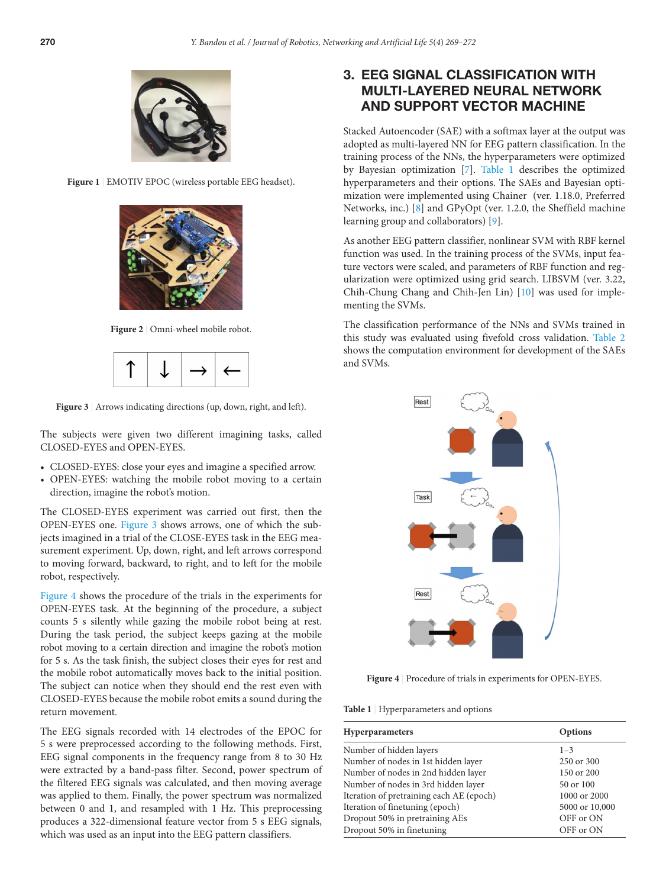Figure 1 | EMOTIV EPOC (wireless portable EEG headset).

Figure 2 | Omni-wheel mobile robot.

Figure 3 | Arrows indicating directions (up, down, right, and left).

The subjects were given two different imagining tasks, called CLOSED-EYES and OPEN-EYES.

- CLOSED-EYES: close your eyes and imagine a specified arrow.
- OPEN-EYES: watching the mobile robot moving to a certain direction, imagine the robot's motion.

The CLOSED-EYES experiment was carried out first, then the OPEN-EYES one. Figure 3 shows arrows, one of which the subjects imagined in a trial of the CLOSE-EYES task in the EEG measurement experiment. Up, down, right, and left arrows correspond to moving forward, backward, to right, and to left for the mobile robot, respectively.

Figure 4 shows the procedure of the trials in the experiments for OPEN-EYES task. At the beginning of the procedure, a subject counts 5 s silently while gazing the mobile robot being at rest. During the task period, the subject keeps gazing at the mobile robot moving to a certain direction and imagine the robot's motion for 5 s. As the task finish, the subject closes their eyes for rest and the mobile robot automatically moves back to the initial position. The subject can notice when they should end the rest even with CLOSED-EYES because the mobile robot emits a sound during the return movement.

The EEG signals recorded with 14 electrodes of the EPOC for 5 s were preprocessed according to the following methods. First, EEG signal components in the frequency range from 8 to 30 Hz were extracted by a band-pass filter. Second, power spectrum of the filtered EEG signals was calculated, and then moving average was applied to them. Finally, the power spectrum was normalized between 0 and 1, and resampled with 1 Hz. This preprocessing produces a 322-dimensional feature vector from 5 s EEG signals, which was used as an input into the EEG pattern classifiers.

## 3. EEG SIGNAL CLASSIFICATION WITH MULTI-LAYERED NEURAL NETWORK AND SUPPORT VECTOR MACHINE

Stacked Autoencoder (SAE) with a softmax layer at the output was adopted as multi-layered NN for EEG pattern classification. In the training process of the NNs, the hyperparameters were optimized by Bayesian optimization [7]. Table 1 describes the optimized hyperparameters and their options. The SAEs and Bayesian optimization were implemented using Chainer (ver. 1.18.0, Preferred Networks, inc.) [8] and GPyOpt (ver. 1.2.0, the Sheffield machine learning group and collaborators) [9].

As another EEG pattern classifier, nonlinear SVM with RBF kernel function was used. In the training process of the SVMs, input feature vectors were scaled, and parameters of RBF function and regularization were optimized using grid search. LIBSVM (ver. 3.22, Chih-Chung Chang and Chih-Jen Lin) [10] was used for implementing the SVMs.

The classification performance of the NNs and SVMs trained in this study was evaluated using fivefold cross validation. Table 2 shows the computation environment for development of the SAEs and SVMs.

Figure 4 | Procedure of trials in experiments for OPEN-EYES.

Table 1 | Hyperparameters and options

| Hyperparameters | Options |
|---|---|
| Number of hidden layers | 1–3 |
| Number of nodes in 1st hidden layer | 250 or 300 |
| Number of nodes in 2nd hidden layer | 150 or 200 |
| Number of nodes in 3rd hidden layer | 50 or 100 |
| Iteration of pretraining each AE (epoch) | 1000 or 2000 |
| Iteration of finetuning (epoch) | 5000 or 10,000 |
| Dropout 50% in pretraining AEs | OFF or ON |
| Dropout 50% in finetuning | OFF or ON |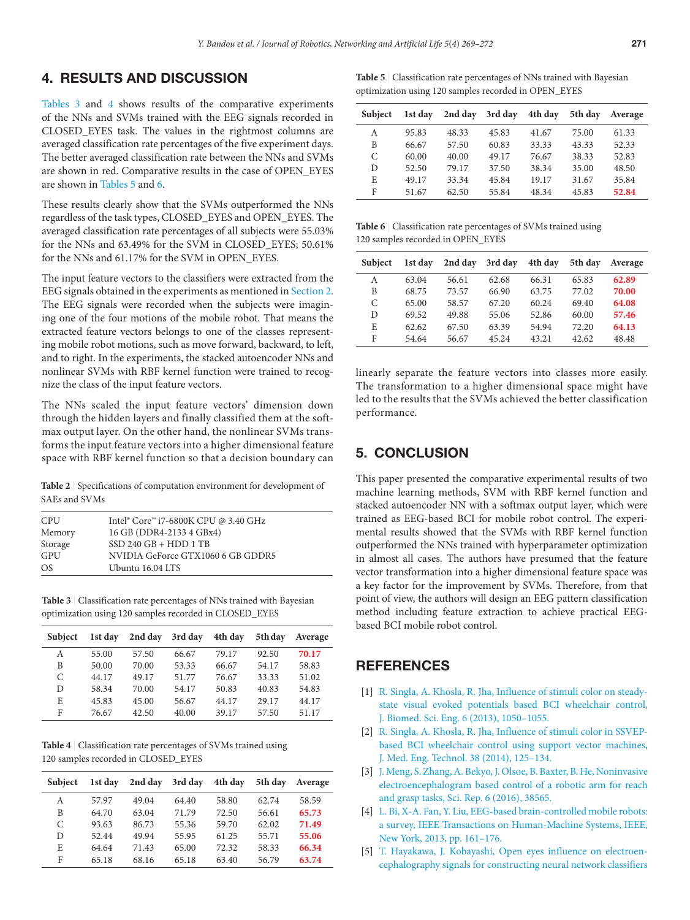## 4. RESULTS AND DISCUSSION

Tables 3 and 4 shows results of the comparative experiments of the NNs and SVMs trained with the EEG signals recorded in CLOSED_EYES task. The values in the rightmost columns are averaged classification rate percentages of the five experiment days. The better averaged classification rate between the NNs and SVMs are shown in red. Comparative results in the case of OPEN_EYES are shown in Tables 5 and 6.

These results clearly show that the SVMs outperformed the NNs regardless of the task types, CLOSED_EYES and OPEN_EYES. The averaged classification rate percentages of all subjects were 55.03% for the NNs and 63.49% for the SVM in CLOSED_EYES; 50.61% for the NNs and 61.17% for the SVM in OPEN_EYES.

The input feature vectors to the classifiers were extracted from the EEG signals obtained in the experiments as mentioned in Section 2. The EEG signals were recorded when the subjects were imagining one of the four motions of the mobile robot. That means the extracted feature vectors belongs to one of the classes representing mobile robot motions, such as move forward, backward, to left, and to right. In the experiments, the stacked autoencoder NNs and nonlinear SVMs with RBF kernel function were trained to recognize the class of the input feature vectors.

The NNs scaled the input feature vectors' dimension down through the hidden layers and finally classified them at the softmax output layer. On the other hand, the nonlinear SVMs transforms the input feature vectors into a higher dimensional feature space with RBF kernel function so that a decision boundary can linearly separate the feature vectors into classes more easily. The transformation to a higher dimensional space might have led to the results that the SVMs achieved the better classification performance.

**Table 2** | Specifications of computation environment for development of SAEs and SVMs

| | |
|---|---|
| CPU | Intel® Core™ i7-6800K CPU @ 3.40 GHz |
| Memory | 16 GB (DDR4-2133 4 GBx4) |
| Storage | SSD 240 GB + HDD 1 TB |
| GPU | NVIDIA GeForce GTX1060 6 GB GDDR5 |
| OS | Ubuntu 16.04 LTS |

**Table 3** | Classification rate percentages of NNs trained with Bayesian optimization using 120 samples recorded in CLOSED_EYES

| Subject | 1st day | 2nd day | 3rd day | 4th day | 5th day | Average |
|---|---|---|---|---|---|---|
| A | 55.00 | 57.50 | 66.67 | 79.17 | 92.50 | **70.17** |
| B | 50.00 | 70.00 | 53.33 | 66.67 | 54.17 | 58.83 |
| C | 44.17 | 49.17 | 51.77 | 76.67 | 33.33 | 51.02 |
| D | 58.34 | 70.00 | 54.17 | 50.83 | 40.83 | 54.83 |
| E | 45.83 | 45.00 | 56.67 | 44.17 | 29.17 | 44.17 |
| F | 76.67 | 42.50 | 40.00 | 39.17 | 57.50 | 51.17 |

**Table 4** | Classification rate percentages of SVMs trained using 120 samples recorded in CLOSED_EYES

| Subject | 1st day | 2nd day | 3rd day | 4th day | 5th day | Average |
|---|---|---|---|---|---|---|
| A | 57.97 | 49.04 | 64.40 | 58.80 | 62.74 | 58.59 |
| B | 64.70 | 63.04 | 71.79 | 72.50 | 56.61 | **65.73** |
| C | 93.63 | 86.73 | 55.36 | 59.70 | 62.02 | **71.49** |
| D | 52.44 | 49.94 | 55.95 | 61.25 | 55.71 | **55.06** |
| E | 64.64 | 71.43 | 65.00 | 72.32 | 58.33 | **66.34** |
| F | 65.18 | 68.16 | 65.18 | 63.40 | 56.79 | **63.74** |

**Table 5** | Classification rate percentages of NNs trained with Bayesian optimization using 120 samples recorded in OPEN_EYES

| Subject | 1st day | 2nd day | 3rd day | 4th day | 5th day | Average |
|---|---|---|---|---|---|---|
| A | 95.83 | 48.33 | 45.83 | 41.67 | 75.00 | 61.33 |
| B | 66.67 | 57.50 | 60.83 | 33.33 | 43.33 | 52.33 |
| C | 60.00 | 40.00 | 49.17 | 76.67 | 38.33 | 52.83 |
| D | 52.50 | 79.17 | 37.50 | 38.34 | 35.00 | 48.50 |
| E | 49.17 | 33.34 | 45.84 | 19.17 | 31.67 | 35.84 |
| F | 51.67 | 62.50 | 55.84 | 48.34 | 45.83 | **52.84** |

**Table 6** | Classification rate percentages of SVMs trained using 120 samples recorded in OPEN_EYES

| Subject | 1st day | 2nd day | 3rd day | 4th day | 5th day | Average |
|---|---|---|---|---|---|---|
| A | 63.04 | 56.61 | 62.68 | 66.31 | 65.83 | **62.89** |
| B | 68.75 | 73.57 | 66.90 | 63.75 | 77.02 | **70.00** |
| C | 65.00 | 58.57 | 67.20 | 60.24 | 69.40 | **64.08** |
| D | 69.52 | 49.88 | 55.06 | 52.86 | 60.00 | **57.46** |
| E | 62.62 | 67.50 | 63.39 | 54.94 | 72.20 | **64.13** |
| F | 54.64 | 56.67 | 45.24 | 43.21 | 42.62 | 48.48 |

## 5. CONCLUSION

This paper presented the comparative experimental results of two machine learning methods, SVM with RBF kernel function and stacked autoencoder NN with a softmax output layer, which were trained as EEG-based BCI for mobile robot control. The experimental results showed that the SVMs with RBF kernel function outperformed the NNs trained with hyperparameter optimization in almost all cases. The authors have presumed that the feature vector transformation into a higher dimensional feature space was a key factor for the improvement by SVMs. Therefore, from that point of view, the authors will design an EEG pattern classification method including feature extraction to achieve practical EEG-based BCI mobile robot control.

## REFERENCES

[1] R. Singla, A. Khosla, R. Jha, Influence of stimuli color on steady-state visual evoked potentials based BCI wheelchair control, J. Biomed. Sci. Eng. 6 (2013), 1050–1055.

[2] R. Singla, A. Khosla, R. Jha, Influence of stimuli color in SSVEP-based BCI wheelchair control using support vector machines, J. Med. Eng. Technol. 38 (2014), 125–134.

[3] J. Meng, S. Zhang, A. Bekyo, J. Olsoe, B. Baxter, B. He, Noninvasive electroencephalogram based control of a robotic arm for reach and grasp tasks, Sci. Rep. 6 (2016), 38565.

[4] L. Bi, X-A. Fan, Y. Liu, EEG-based brain-controlled mobile robots: a survey, IEEE Transactions on Human-Machine Systems, IEEE, New York, 2013, pp. 161–176.

[5] T. Hayakawa, J. Kobayashi, Open eyes influence on electroencephalography signals for constructing neural network classifiers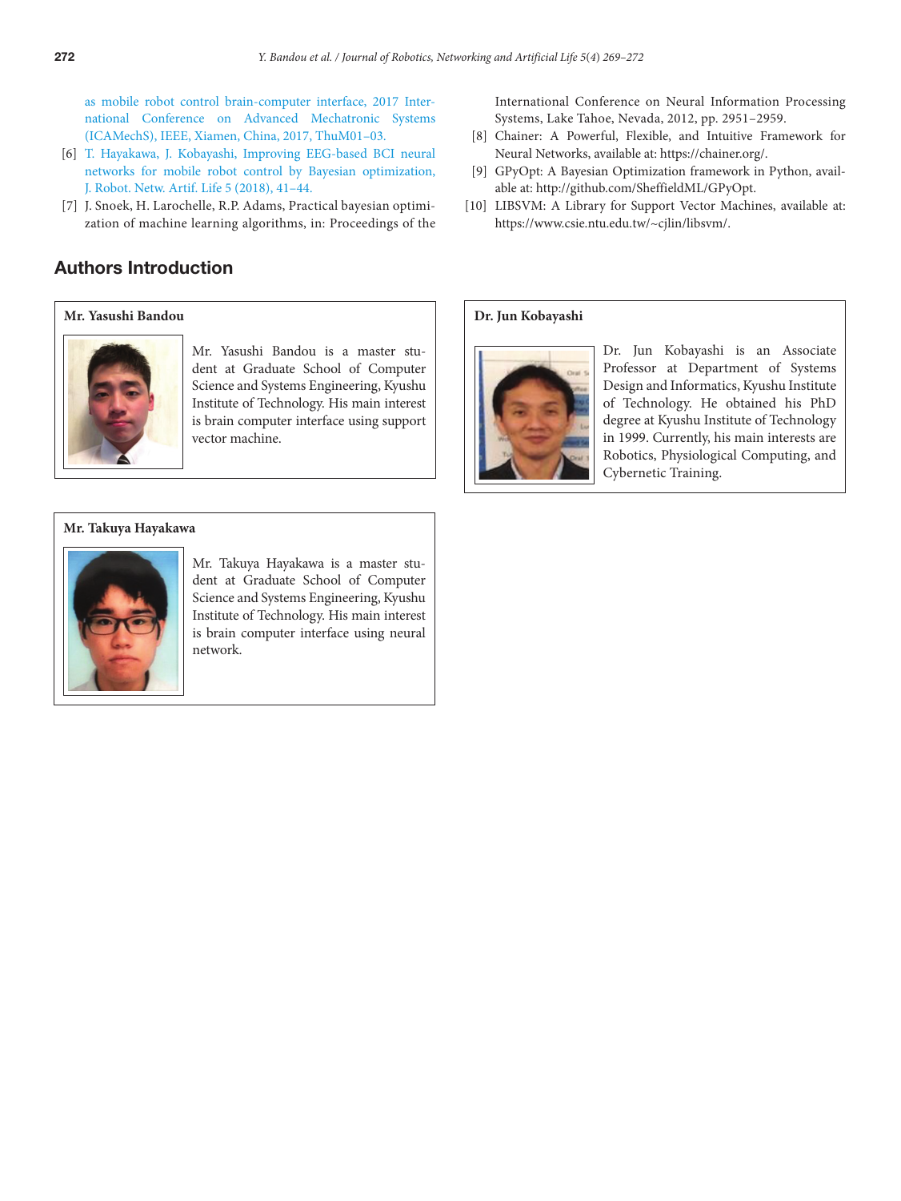as mobile robot control brain-computer interface, 2017 International Conference on Advanced Mechatronic Systems (ICAMechS), IEEE, Xiamen, China, 2017, ThuM01–03.

[6] T. Hayakawa, J. Kobayashi, Improving EEG-based BCI neural networks for mobile robot control by Bayesian optimization, J. Robot. Netw. Artif. Life 5 (2018), 41–44.

[7] J. Snoek, H. Larochelle, R.P. Adams, Practical bayesian optimization of machine learning algorithms, in: Proceedings of the International Conference on Neural Information Processing Systems, Lake Tahoe, Nevada, 2012, pp. 2951–2959.

[8] Chainer: A Powerful, Flexible, and Intuitive Framework for Neural Networks, available at: https://chainer.org/.

[9] GPyOpt: A Bayesian Optimization framework in Python, available at: http://github.com/SheffieldML/GPyOpt.

[10] LIBSVM: A Library for Support Vector Machines, available at: https://www.csie.ntu.edu.tw/~cjlin/libsvm/.

## Authors Introduction

**Mr. Yasushi Bandou**

Mr. Yasushi Bandou is a master student at Graduate School of Computer Science and Systems Engineering, Kyushu Institute of Technology. His main interest is brain computer interface using support vector machine.

**Dr. Jun Kobayashi**

Dr. Jun Kobayashi is an Associate Professor at Department of Systems Design and Informatics, Kyushu Institute of Technology. He obtained his PhD degree at Kyushu Institute of Technology in 1999. Currently, his main interests are Robotics, Physiological Computing, and Cybernetic Training.

**Mr. Takuya Hayakawa**

Mr. Takuya Hayakawa is a master student at Graduate School of Computer Science and Systems Engineering, Kyushu Institute of Technology. His main interest is brain computer interface using neural network.